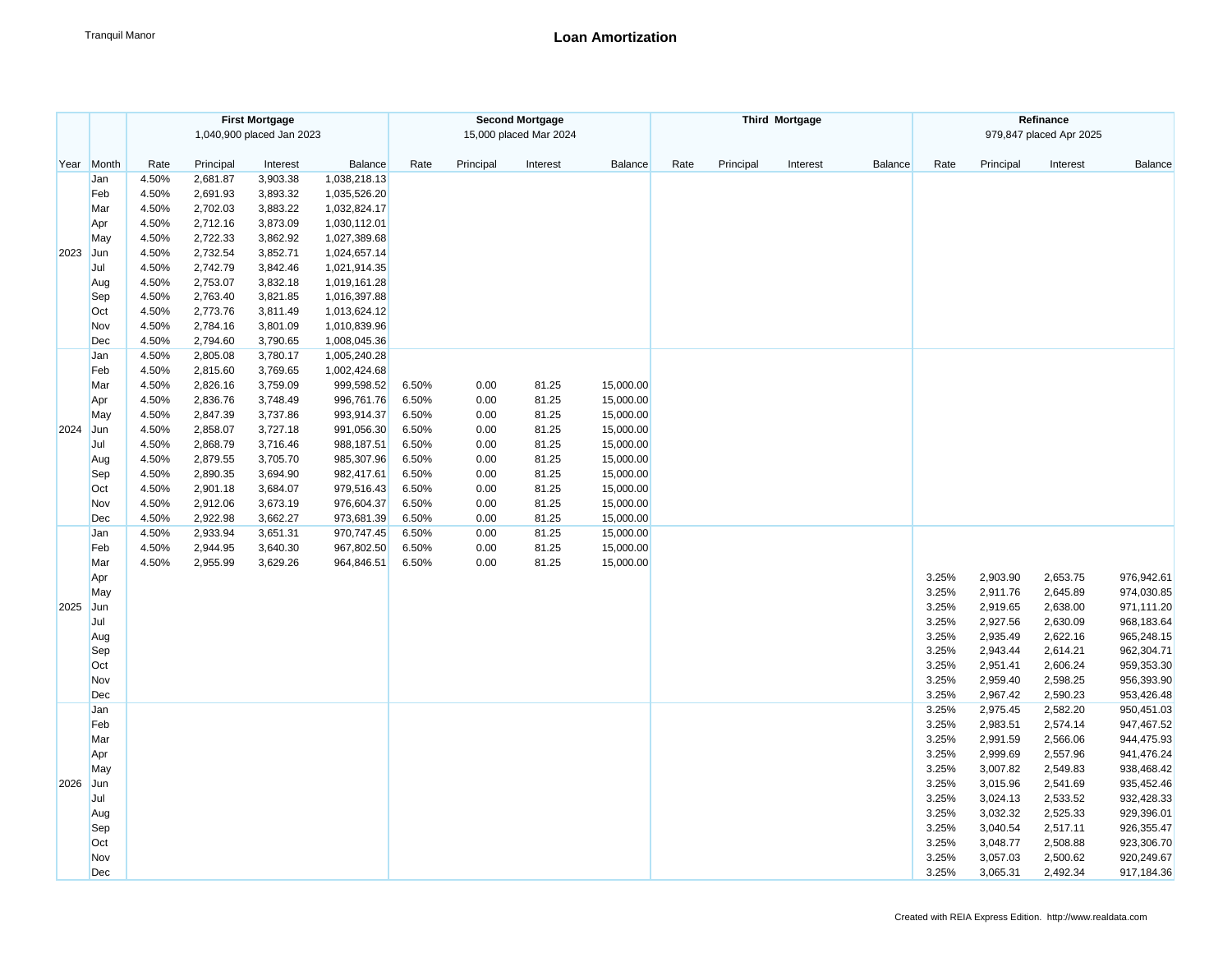Tranquil Manor

# Loan Amortization

| | | First Mortgage 1,040,900 placed Jan 2023 | | | | Second Mortgage 15,000 placed Mar 2024 | | | | Third Mortgage | | | | Refinance 979,847 placed Apr 2025 | | | |
|---|---|---|---|---|---|---|---|---|---|---|---|---|---|---|---|---|---|
| Year | Month | Rate | Principal | Interest | Balance | Rate | Principal | Interest | Balance | Rate | Principal | Interest | Balance | Rate | Principal | Interest | Balance |
| | Jan | 4.50% | 2,681.87 | 3,903.38 | 1,038,218.13 | | | | | | | | | | | | |
| | Feb | 4.50% | 2,691.93 | 3,893.32 | 1,035,526.20 | | | | | | | | | | | | |
| | Mar | 4.50% | 2,702.03 | 3,883.22 | 1,032,824.17 | | | | | | | | | | | | |
| | Apr | 4.50% | 2,712.16 | 3,873.09 | 1,030,112.01 | | | | | | | | | | | | |
| | May | 4.50% | 2,722.33 | 3,862.92 | 1,027,389.68 | | | | | | | | | | | | |
| 2023 | Jun | 4.50% | 2,732.54 | 3,852.71 | 1,024,657.14 | | | | | | | | | | | | |
| | Jul | 4.50% | 2,742.79 | 3,842.46 | 1,021,914.35 | | | | | | | | | | | | |
| | Aug | 4.50% | 2,753.07 | 3,832.18 | 1,019,161.28 | | | | | | | | | | | | |
| | Sep | 4.50% | 2,763.40 | 3,821.85 | 1,016,397.88 | | | | | | | | | | | | |
| | Oct | 4.50% | 2,773.76 | 3,811.49 | 1,013,624.12 | | | | | | | | | | | | |
| | Nov | 4.50% | 2,784.16 | 3,801.09 | 1,010,839.96 | | | | | | | | | | | | |
| | Dec | 4.50% | 2,794.60 | 3,790.65 | 1,008,045.36 | | | | | | | | | | | | |
| | Jan | 4.50% | 2,805.08 | 3,780.17 | 1,005,240.28 | | | | | | | | | | | | |
| | Feb | 4.50% | 2,815.60 | 3,769.65 | 1,002,424.68 | | | | | | | | | | | | |
| | Mar | 4.50% | 2,826.16 | 3,759.09 | 999,598.52 | 6.50% | 0.00 | 81.25 | 15,000.00 | | | | | | | | |
| | Apr | 4.50% | 2,836.76 | 3,748.49 | 996,761.76 | 6.50% | 0.00 | 81.25 | 15,000.00 | | | | | | | | |
| | May | 4.50% | 2,847.39 | 3,737.86 | 993,914.37 | 6.50% | 0.00 | 81.25 | 15,000.00 | | | | | | | | |
| 2024 | Jun | 4.50% | 2,858.07 | 3,727.18 | 991,056.30 | 6.50% | 0.00 | 81.25 | 15,000.00 | | | | | | | | |
| | Jul | 4.50% | 2,868.79 | 3,716.46 | 988,187.51 | 6.50% | 0.00 | 81.25 | 15,000.00 | | | | | | | | |
| | Aug | 4.50% | 2,879.55 | 3,705.70 | 985,307.96 | 6.50% | 0.00 | 81.25 | 15,000.00 | | | | | | | | |
| | Sep | 4.50% | 2,890.35 | 3,694.90 | 982,417.61 | 6.50% | 0.00 | 81.25 | 15,000.00 | | | | | | | | |
| | Oct | 4.50% | 2,901.18 | 3,684.07 | 979,516.43 | 6.50% | 0.00 | 81.25 | 15,000.00 | | | | | | | | |
| | Nov | 4.50% | 2,912.06 | 3,673.19 | 976,604.37 | 6.50% | 0.00 | 81.25 | 15,000.00 | | | | | | | | |
| | Dec | 4.50% | 2,922.98 | 3,662.27 | 973,681.39 | 6.50% | 0.00 | 81.25 | 15,000.00 | | | | | | | | |
| | Jan | 4.50% | 2,933.94 | 3,651.31 | 970,747.45 | 6.50% | 0.00 | 81.25 | 15,000.00 | | | | | | | | |
| | Feb | 4.50% | 2,944.95 | 3,640.30 | 967,802.50 | 6.50% | 0.00 | 81.25 | 15,000.00 | | | | | | | | |
| | Mar | 4.50% | 2,955.99 | 3,629.26 | 964,846.51 | 6.50% | 0.00 | 81.25 | 15,000.00 | | | | | | | | |
| | Apr | | | | | | | | | | | | | 3.25% | 2,903.90 | 2,653.75 | 976,942.61 |
| | May | | | | | | | | | | | | | 3.25% | 2,911.76 | 2,645.89 | 974,030.85 |
| 2025 | Jun | | | | | | | | | | | | | 3.25% | 2,919.65 | 2,638.00 | 971,111.20 |
| | Jul | | | | | | | | | | | | | 3.25% | 2,927.56 | 2,630.09 | 968,183.64 |
| | Aug | | | | | | | | | | | | | 3.25% | 2,935.49 | 2,622.16 | 965,248.15 |
| | Sep | | | | | | | | | | | | | 3.25% | 2,943.44 | 2,614.21 | 962,304.71 |
| | Oct | | | | | | | | | | | | | 3.25% | 2,951.41 | 2,606.24 | 959,353.30 |
| | Nov | | | | | | | | | | | | | 3.25% | 2,959.40 | 2,598.25 | 956,393.90 |
| | Dec | | | | | | | | | | | | | 3.25% | 2,967.42 | 2,590.23 | 953,426.48 |
| | Jan | | | | | | | | | | | | | 3.25% | 2,975.45 | 2,582.20 | 950,451.03 |
| | Feb | | | | | | | | | | | | | 3.25% | 2,983.51 | 2,574.14 | 947,467.52 |
| | Mar | | | | | | | | | | | | | 3.25% | 2,991.59 | 2,566.06 | 944,475.93 |
| | Apr | | | | | | | | | | | | | 3.25% | 2,999.69 | 2,557.96 | 941,476.24 |
| | May | | | | | | | | | | | | | 3.25% | 3,007.82 | 2,549.83 | 938,468.42 |
| 2026 | Jun | | | | | | | | | | | | | 3.25% | 3,015.96 | 2,541.69 | 935,452.46 |
| | Jul | | | | | | | | | | | | | 3.25% | 3,024.13 | 2,533.52 | 932,428.33 |
| | Aug | | | | | | | | | | | | | 3.25% | 3,032.32 | 2,525.33 | 929,396.01 |
| | Sep | | | | | | | | | | | | | 3.25% | 3,040.54 | 2,517.11 | 926,355.47 |
| | Oct | | | | | | | | | | | | | 3.25% | 3,048.77 | 2,508.88 | 923,306.70 |
| | Nov | | | | | | | | | | | | | 3.25% | 3,057.03 | 2,500.62 | 920,249.67 |
| | Dec | | | | | | | | | | | | | 3.25% | 3,065.31 | 2,492.34 | 917,184.36 |

Created with REIA Express Edition. http://www.realdata.com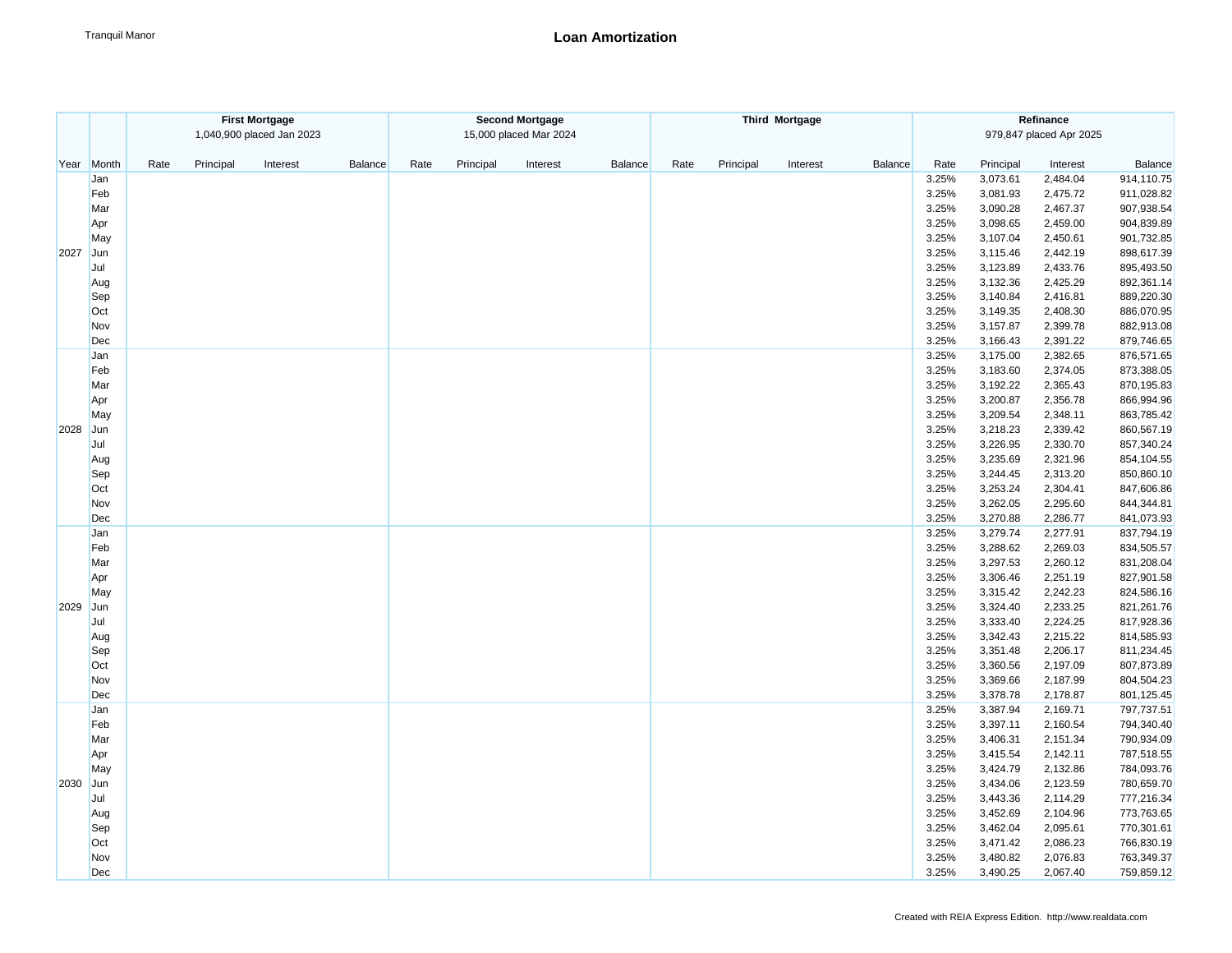Tranquil Manor

# Loan Amortization

| | | First Mortgage | | | | Second Mortgage | | | | Third Mortgage | | | | Refinance | | | |
|---|---|---|---|---|---|---|---|---|---|---|---|---|---|---|---|---|---|
| | | 1,040,900 placed Jan 2023 | | | | 15,000 placed Mar 2024 | | | | | | | | 979,847 placed Apr 2025 | | | |
| Year | Month | Rate | Principal | Interest | Balance | Rate | Principal | Interest | Balance | Rate | Principal | Interest | Balance | Rate | Principal | Interest | Balance |
| 2027 | Jan | | | | | | | | | | | | | 3.25% | 3,073.61 | 2,484.04 | 914,110.75 |
| | Feb | | | | | | | | | | | | | 3.25% | 3,081.93 | 2,475.72 | 911,028.82 |
| | Mar | | | | | | | | | | | | | 3.25% | 3,090.28 | 2,467.37 | 907,938.54 |
| | Apr | | | | | | | | | | | | | 3.25% | 3,098.65 | 2,459.00 | 904,839.89 |
| | May | | | | | | | | | | | | | 3.25% | 3,107.04 | 2,450.61 | 901,732.85 |
| | Jun | | | | | | | | | | | | | 3.25% | 3,115.46 | 2,442.19 | 898,617.39 |
| | Jul | | | | | | | | | | | | | 3.25% | 3,123.89 | 2,433.76 | 895,493.50 |
| | Aug | | | | | | | | | | | | | 3.25% | 3,132.36 | 2,425.29 | 892,361.14 |
| | Sep | | | | | | | | | | | | | 3.25% | 3,140.84 | 2,416.81 | 889,220.30 |
| | Oct | | | | | | | | | | | | | 3.25% | 3,149.35 | 2,408.30 | 886,070.95 |
| | Nov | | | | | | | | | | | | | 3.25% | 3,157.87 | 2,399.78 | 882,913.08 |
| | Dec | | | | | | | | | | | | | 3.25% | 3,166.43 | 2,391.22 | 879,746.65 |
| 2028 | Jan | | | | | | | | | | | | | 3.25% | 3,175.00 | 2,382.65 | 876,571.65 |
| | Feb | | | | | | | | | | | | | 3.25% | 3,183.60 | 2,374.05 | 873,388.05 |
| | Mar | | | | | | | | | | | | | 3.25% | 3,192.22 | 2,365.43 | 870,195.83 |
| | Apr | | | | | | | | | | | | | 3.25% | 3,200.87 | 2,356.78 | 866,994.96 |
| | May | | | | | | | | | | | | | 3.25% | 3,209.54 | 2,348.11 | 863,785.42 |
| | Jun | | | | | | | | | | | | | 3.25% | 3,218.23 | 2,339.42 | 860,567.19 |
| | Jul | | | | | | | | | | | | | 3.25% | 3,226.95 | 2,330.70 | 857,340.24 |
| | Aug | | | | | | | | | | | | | 3.25% | 3,235.69 | 2,321.96 | 854,104.55 |
| | Sep | | | | | | | | | | | | | 3.25% | 3,244.45 | 2,313.20 | 850,860.10 |
| | Oct | | | | | | | | | | | | | 3.25% | 3,253.24 | 2,304.41 | 847,606.86 |
| | Nov | | | | | | | | | | | | | 3.25% | 3,262.05 | 2,295.60 | 844,344.81 |
| | Dec | | | | | | | | | | | | | 3.25% | 3,270.88 | 2,286.77 | 841,073.93 |
| 2029 | Jan | | | | | | | | | | | | | 3.25% | 3,279.74 | 2,277.91 | 837,794.19 |
| | Feb | | | | | | | | | | | | | 3.25% | 3,288.62 | 2,269.03 | 834,505.57 |
| | Mar | | | | | | | | | | | | | 3.25% | 3,297.53 | 2,260.12 | 831,208.04 |
| | Apr | | | | | | | | | | | | | 3.25% | 3,306.46 | 2,251.19 | 827,901.58 |
| | May | | | | | | | | | | | | | 3.25% | 3,315.42 | 2,242.23 | 824,586.16 |
| | Jun | | | | | | | | | | | | | 3.25% | 3,324.40 | 2,233.25 | 821,261.76 |
| | Jul | | | | | | | | | | | | | 3.25% | 3,333.40 | 2,224.25 | 817,928.36 |
| | Aug | | | | | | | | | | | | | 3.25% | 3,342.43 | 2,215.22 | 814,585.93 |
| | Sep | | | | | | | | | | | | | 3.25% | 3,351.48 | 2,206.17 | 811,234.45 |
| | Oct | | | | | | | | | | | | | 3.25% | 3,360.56 | 2,197.09 | 807,873.89 |
| | Nov | | | | | | | | | | | | | 3.25% | 3,369.66 | 2,187.99 | 804,504.23 |
| | Dec | | | | | | | | | | | | | 3.25% | 3,378.78 | 2,178.87 | 801,125.45 |
| 2030 | Jan | | | | | | | | | | | | | 3.25% | 3,387.94 | 2,169.71 | 797,737.51 |
| | Feb | | | | | | | | | | | | | 3.25% | 3,397.11 | 2,160.54 | 794,340.40 |
| | Mar | | | | | | | | | | | | | 3.25% | 3,406.31 | 2,151.34 | 790,934.09 |
| | Apr | | | | | | | | | | | | | 3.25% | 3,415.54 | 2,142.11 | 787,518.55 |
| | May | | | | | | | | | | | | | 3.25% | 3,424.79 | 2,132.86 | 784,093.76 |
| | Jun | | | | | | | | | | | | | 3.25% | 3,434.06 | 2,123.59 | 780,659.70 |
| | Jul | | | | | | | | | | | | | 3.25% | 3,443.36 | 2,114.29 | 777,216.34 |
| | Aug | | | | | | | | | | | | | 3.25% | 3,452.69 | 2,104.96 | 773,763.65 |
| | Sep | | | | | | | | | | | | | 3.25% | 3,462.04 | 2,095.61 | 770,301.61 |
| | Oct | | | | | | | | | | | | | 3.25% | 3,471.42 | 2,086.23 | 766,830.19 |
| | Nov | | | | | | | | | | | | | 3.25% | 3,480.82 | 2,076.83 | 763,349.37 |
| | Dec | | | | | | | | | | | | | 3.25% | 3,490.25 | 2,067.40 | 759,859.12 |

Created with REIA Express Edition. http://www.realdata.com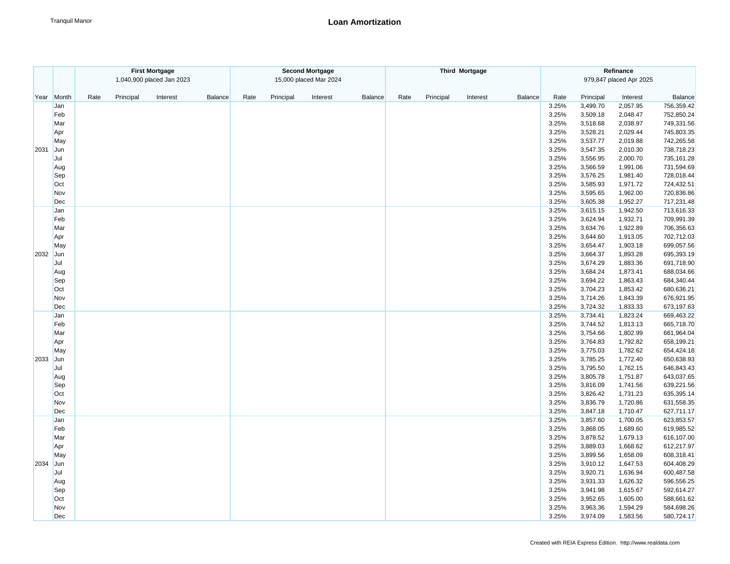Tranquil Manor

# Loan Amortization

| | | First Mortgage | | | | Second Mortgage | | | | Third Mortgage | | | | Refinance | | | |
|---|---|---|---|---|---|---|---|---|---|---|---|---|---|---|---|---|---|
| | | 1,040,900 placed Jan 2023 | | | | 15,000 placed Mar 2024 | | | | | | | | 979,847 placed Apr 2025 | | | |
| Year | Month | Rate | Principal | Interest | Balance | Rate | Principal | Interest | Balance | Rate | Principal | Interest | Balance | Rate | Principal | Interest | Balance |
| | Jan | | | | | | | | | | | | | 3.25% | 3,499.70 | 2,057.95 | 756,359.42 |
| | Feb | | | | | | | | | | | | | 3.25% | 3,509.18 | 2,048.47 | 752,850.24 |
| | Mar | | | | | | | | | | | | | 3.25% | 3,518.68 | 2,038.97 | 749,331.56 |
| | Apr | | | | | | | | | | | | | 3.25% | 3,528.21 | 2,029.44 | 745,803.35 |
| | May | | | | | | | | | | | | | 3.25% | 3,537.77 | 2,019.88 | 742,265.58 |
| 2031 | Jun | | | | | | | | | | | | | 3.25% | 3,547.35 | 2,010.30 | 738,718.23 |
| | Jul | | | | | | | | | | | | | 3.25% | 3,556.95 | 2,000.70 | 735,161.28 |
| | Aug | | | | | | | | | | | | | 3.25% | 3,566.59 | 1,991.06 | 731,594.69 |
| | Sep | | | | | | | | | | | | | 3.25% | 3,576.25 | 1,981.40 | 728,018.44 |
| | Oct | | | | | | | | | | | | | 3.25% | 3,585.93 | 1,971.72 | 724,432.51 |
| | Nov | | | | | | | | | | | | | 3.25% | 3,595.65 | 1,962.00 | 720,836.86 |
| | Dec | | | | | | | | | | | | | 3.25% | 3,605.38 | 1,952.27 | 717,231.48 |
| | Jan | | | | | | | | | | | | | 3.25% | 3,615.15 | 1,942.50 | 713,616.33 |
| | Feb | | | | | | | | | | | | | 3.25% | 3,624.94 | 1,932.71 | 709,991.39 |
| | Mar | | | | | | | | | | | | | 3.25% | 3,634.76 | 1,922.89 | 706,356.63 |
| | Apr | | | | | | | | | | | | | 3.25% | 3,644.60 | 1,913.05 | 702,712.03 |
| | May | | | | | | | | | | | | | 3.25% | 3,654.47 | 1,903.18 | 699,057.56 |
| 2032 | Jun | | | | | | | | | | | | | 3.25% | 3,664.37 | 1,893.28 | 695,393.19 |
| | Jul | | | | | | | | | | | | | 3.25% | 3,674.29 | 1,883.36 | 691,718.90 |
| | Aug | | | | | | | | | | | | | 3.25% | 3,684.24 | 1,873.41 | 688,034.66 |
| | Sep | | | | | | | | | | | | | 3.25% | 3,694.22 | 1,863.43 | 684,340.44 |
| | Oct | | | | | | | | | | | | | 3.25% | 3,704.23 | 1,853.42 | 680,636.21 |
| | Nov | | | | | | | | | | | | | 3.25% | 3,714.26 | 1,843.39 | 676,921.95 |
| | Dec | | | | | | | | | | | | | 3.25% | 3,724.32 | 1,833.33 | 673,197.63 |
| | Jan | | | | | | | | | | | | | 3.25% | 3,734.41 | 1,823.24 | 669,463.22 |
| | Feb | | | | | | | | | | | | | 3.25% | 3,744.52 | 1,813.13 | 665,718.70 |
| | Mar | | | | | | | | | | | | | 3.25% | 3,754.66 | 1,802.99 | 661,964.04 |
| | Apr | | | | | | | | | | | | | 3.25% | 3,764.83 | 1,792.82 | 658,199.21 |
| | May | | | | | | | | | | | | | 3.25% | 3,775.03 | 1,782.62 | 654,424.18 |
| 2033 | Jun | | | | | | | | | | | | | 3.25% | 3,785.25 | 1,772.40 | 650,638.93 |
| | Jul | | | | | | | | | | | | | 3.25% | 3,795.50 | 1,762.15 | 646,843.43 |
| | Aug | | | | | | | | | | | | | 3.25% | 3,805.78 | 1,751.87 | 643,037.65 |
| | Sep | | | | | | | | | | | | | 3.25% | 3,816.09 | 1,741.56 | 639,221.56 |
| | Oct | | | | | | | | | | | | | 3.25% | 3,826.42 | 1,731.23 | 635,395.14 |
| | Nov | | | | | | | | | | | | | 3.25% | 3,836.79 | 1,720.86 | 631,558.35 |
| | Dec | | | | | | | | | | | | | 3.25% | 3,847.18 | 1,710.47 | 627,711.17 |
| | Jan | | | | | | | | | | | | | 3.25% | 3,857.60 | 1,700.05 | 623,853.57 |
| | Feb | | | | | | | | | | | | | 3.25% | 3,868.05 | 1,689.60 | 619,985.52 |
| | Mar | | | | | | | | | | | | | 3.25% | 3,878.52 | 1,679.13 | 616,107.00 |
| | Apr | | | | | | | | | | | | | 3.25% | 3,889.03 | 1,668.62 | 612,217.97 |
| | May | | | | | | | | | | | | | 3.25% | 3,899.56 | 1,658.09 | 608,318.41 |
| 2034 | Jun | | | | | | | | | | | | | 3.25% | 3,910.12 | 1,647.53 | 604,408.29 |
| | Jul | | | | | | | | | | | | | 3.25% | 3,920.71 | 1,636.94 | 600,487.58 |
| | Aug | | | | | | | | | | | | | 3.25% | 3,931.33 | 1,626.32 | 596,556.25 |
| | Sep | | | | | | | | | | | | | 3.25% | 3,941.98 | 1,615.67 | 592,614.27 |
| | Oct | | | | | | | | | | | | | 3.25% | 3,952.65 | 1,605.00 | 588,661.62 |
| | Nov | | | | | | | | | | | | | 3.25% | 3,963.36 | 1,594.29 | 584,698.26 |
| | Dec | | | | | | | | | | | | | 3.25% | 3,974.09 | 1,583.56 | 580,724.17 |

Created with REIA Express Edition. http://www.realdata.com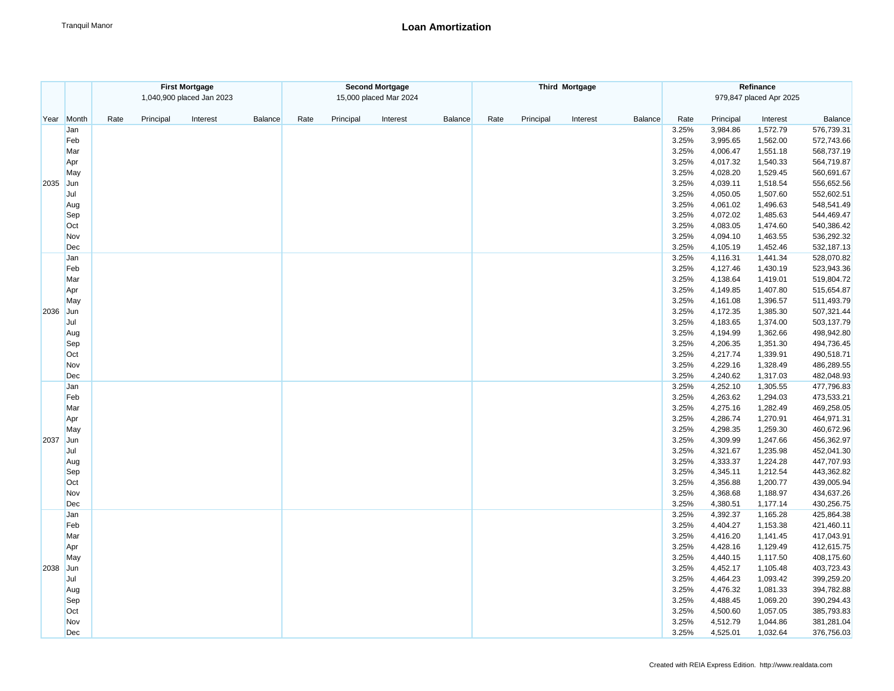Tranquil Manor

# Loan Amortization

| Year | Month | First Mortgage<br>1,040,900 placed Jan 2023 | | | | Second Mortgage<br>15,000 placed Mar 2024 | | | | Third Mortgage | | | | Refinance<br>979,847 placed Apr 2025 | | | |
|---|---|---|---|---|---|---|---|---|---|---|---|---|---|---|---|---|---|
| | | Rate | Principal | Interest | Balance | Rate | Principal | Interest | Balance | Rate | Principal | Interest | Balance | Rate | Principal | Interest | Balance |
| 2035 | Jan | | | | | | | | | | | | | 3.25% | 3,984.86 | 1,572.79 | 576,739.31 |
| | Feb | | | | | | | | | | | | | 3.25% | 3,995.65 | 1,562.00 | 572,743.66 |
| | Mar | | | | | | | | | | | | | 3.25% | 4,006.47 | 1,551.18 | 568,737.19 |
| | Apr | | | | | | | | | | | | | 3.25% | 4,017.32 | 1,540.33 | 564,719.87 |
| | May | | | | | | | | | | | | | 3.25% | 4,028.20 | 1,529.45 | 560,691.67 |
| | Jun | | | | | | | | | | | | | 3.25% | 4,039.11 | 1,518.54 | 556,652.56 |
| | Jul | | | | | | | | | | | | | 3.25% | 4,050.05 | 1,507.60 | 552,602.51 |
| | Aug | | | | | | | | | | | | | 3.25% | 4,061.02 | 1,496.63 | 548,541.49 |
| | Sep | | | | | | | | | | | | | 3.25% | 4,072.02 | 1,485.63 | 544,469.47 |
| | Oct | | | | | | | | | | | | | 3.25% | 4,083.05 | 1,474.60 | 540,386.42 |
| | Nov | | | | | | | | | | | | | 3.25% | 4,094.10 | 1,463.55 | 536,292.32 |
| | Dec | | | | | | | | | | | | | 3.25% | 4,105.19 | 1,452.46 | 532,187.13 |
| 2036 | Jan | | | | | | | | | | | | | 3.25% | 4,116.31 | 1,441.34 | 528,070.82 |
| | Feb | | | | | | | | | | | | | 3.25% | 4,127.46 | 1,430.19 | 523,943.36 |
| | Mar | | | | | | | | | | | | | 3.25% | 4,138.64 | 1,419.01 | 519,804.72 |
| | Apr | | | | | | | | | | | | | 3.25% | 4,149.85 | 1,407.80 | 515,654.87 |
| | May | | | | | | | | | | | | | 3.25% | 4,161.08 | 1,396.57 | 511,493.79 |
| | Jun | | | | | | | | | | | | | 3.25% | 4,172.35 | 1,385.30 | 507,321.44 |
| | Jul | | | | | | | | | | | | | 3.25% | 4,183.65 | 1,374.00 | 503,137.79 |
| | Aug | | | | | | | | | | | | | 3.25% | 4,194.99 | 1,362.66 | 498,942.80 |
| | Sep | | | | | | | | | | | | | 3.25% | 4,206.35 | 1,351.30 | 494,736.45 |
| | Oct | | | | | | | | | | | | | 3.25% | 4,217.74 | 1,339.91 | 490,518.71 |
| | Nov | | | | | | | | | | | | | 3.25% | 4,229.16 | 1,328.49 | 486,289.55 |
| | Dec | | | | | | | | | | | | | 3.25% | 4,240.62 | 1,317.03 | 482,048.93 |
| 2037 | Jan | | | | | | | | | | | | | 3.25% | 4,252.10 | 1,305.55 | 477,796.83 |
| | Feb | | | | | | | | | | | | | 3.25% | 4,263.62 | 1,294.03 | 473,533.21 |
| | Mar | | | | | | | | | | | | | 3.25% | 4,275.16 | 1,282.49 | 469,258.05 |
| | Apr | | | | | | | | | | | | | 3.25% | 4,286.74 | 1,270.91 | 464,971.31 |
| | May | | | | | | | | | | | | | 3.25% | 4,298.35 | 1,259.30 | 460,672.96 |
| | Jun | | | | | | | | | | | | | 3.25% | 4,309.99 | 1,247.66 | 456,362.97 |
| | Jul | | | | | | | | | | | | | 3.25% | 4,321.67 | 1,235.98 | 452,041.30 |
| | Aug | | | | | | | | | | | | | 3.25% | 4,333.37 | 1,224.28 | 447,707.93 |
| | Sep | | | | | | | | | | | | | 3.25% | 4,345.11 | 1,212.54 | 443,362.82 |
| | Oct | | | | | | | | | | | | | 3.25% | 4,356.88 | 1,200.77 | 439,005.94 |
| | Nov | | | | | | | | | | | | | 3.25% | 4,368.68 | 1,188.97 | 434,637.26 |
| | Dec | | | | | | | | | | | | | 3.25% | 4,380.51 | 1,177.14 | 430,256.75 |
| 2038 | Jan | | | | | | | | | | | | | 3.25% | 4,392.37 | 1,165.28 | 425,864.38 |
| | Feb | | | | | | | | | | | | | 3.25% | 4,404.27 | 1,153.38 | 421,460.11 |
| | Mar | | | | | | | | | | | | | 3.25% | 4,416.20 | 1,141.45 | 417,043.91 |
| | Apr | | | | | | | | | | | | | 3.25% | 4,428.16 | 1,129.49 | 412,615.75 |
| | May | | | | | | | | | | | | | 3.25% | 4,440.15 | 1,117.50 | 408,175.60 |
| | Jun | | | | | | | | | | | | | 3.25% | 4,452.17 | 1,105.48 | 403,723.43 |
| | Jul | | | | | | | | | | | | | 3.25% | 4,464.23 | 1,093.42 | 399,259.20 |
| | Aug | | | | | | | | | | | | | 3.25% | 4,476.32 | 1,081.33 | 394,782.88 |
| | Sep | | | | | | | | | | | | | 3.25% | 4,488.45 | 1,069.20 | 390,294.43 |
| | Oct | | | | | | | | | | | | | 3.25% | 4,500.60 | 1,057.05 | 385,793.83 |
| | Nov | | | | | | | | | | | | | 3.25% | 4,512.79 | 1,044.86 | 381,281.04 |
| | Dec | | | | | | | | | | | | | 3.25% | 4,525.01 | 1,032.64 | 376,756.03 |

Created with REIA Express Edition. http://www.realdata.com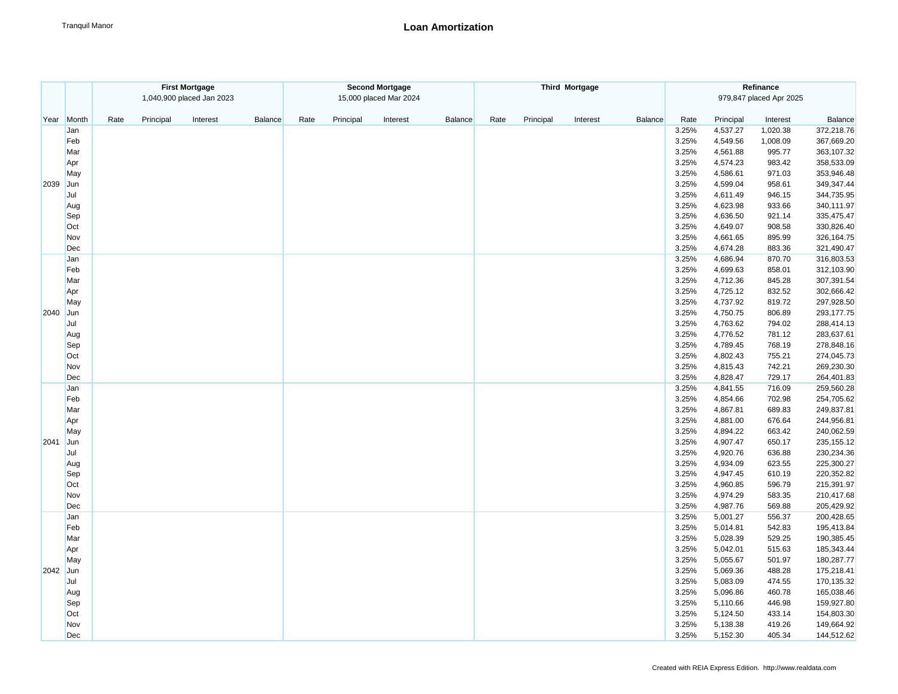Tranquil Manor

# Loan Amortization

| Year | Month | First Mortgage 1,040,900 placed Jan 2023 | | | | Second Mortgage 15,000 placed Mar 2024 | | | | Third Mortgage | | | | Refinance 979,847 placed Apr 2025 | | | |
|---|---|---|---|---|---|---|---|---|---|---|---|---|---|---|---|---|---|
| | | Rate | Principal | Interest | Balance | Rate | Principal | Interest | Balance | Rate | Principal | Interest | Balance | Rate | Principal | Interest | Balance |
| 2039 | Jan | | | | | | | | | | | | | 3.25% | 4,537.27 | 1,020.38 | 372,218.76 |
| | Feb | | | | | | | | | | | | | 3.25% | 4,549.56 | 1,008.09 | 367,669.20 |
| | Mar | | | | | | | | | | | | | 3.25% | 4,561.88 | 995.77 | 363,107.32 |
| | Apr | | | | | | | | | | | | | 3.25% | 4,574.23 | 983.42 | 358,533.09 |
| | May | | | | | | | | | | | | | 3.25% | 4,586.61 | 971.03 | 353,946.48 |
| | Jun | | | | | | | | | | | | | 3.25% | 4,599.04 | 958.61 | 349,347.44 |
| | Jul | | | | | | | | | | | | | 3.25% | 4,611.49 | 946.15 | 344,735.95 |
| | Aug | | | | | | | | | | | | | 3.25% | 4,623.98 | 933.66 | 340,111.97 |
| | Sep | | | | | | | | | | | | | 3.25% | 4,636.50 | 921.14 | 335,475.47 |
| | Oct | | | | | | | | | | | | | 3.25% | 4,649.07 | 908.58 | 330,826.40 |
| | Nov | | | | | | | | | | | | | 3.25% | 4,661.65 | 895.99 | 326,164.75 |
| | Dec | | | | | | | | | | | | | 3.25% | 4,674.28 | 883.36 | 321,490.47 |
| 2040 | Jan | | | | | | | | | | | | | 3.25% | 4,686.94 | 870.70 | 316,803.53 |
| | Feb | | | | | | | | | | | | | 3.25% | 4,699.63 | 858.01 | 312,103.90 |
| | Mar | | | | | | | | | | | | | 3.25% | 4,712.36 | 845.28 | 307,391.54 |
| | Apr | | | | | | | | | | | | | 3.25% | 4,725.12 | 832.52 | 302,666.42 |
| | May | | | | | | | | | | | | | 3.25% | 4,737.92 | 819.72 | 297,928.50 |
| | Jun | | | | | | | | | | | | | 3.25% | 4,750.75 | 806.89 | 293,177.75 |
| | Jul | | | | | | | | | | | | | 3.25% | 4,763.62 | 794.02 | 288,414.13 |
| | Aug | | | | | | | | | | | | | 3.25% | 4,776.52 | 781.12 | 283,637.61 |
| | Sep | | | | | | | | | | | | | 3.25% | 4,789.45 | 768.19 | 278,848.16 |
| | Oct | | | | | | | | | | | | | 3.25% | 4,802.43 | 755.21 | 274,045.73 |
| | Nov | | | | | | | | | | | | | 3.25% | 4,815.43 | 742.21 | 269,230.30 |
| | Dec | | | | | | | | | | | | | 3.25% | 4,828.47 | 729.17 | 264,401.83 |
| 2041 | Jan | | | | | | | | | | | | | 3.25% | 4,841.55 | 716.09 | 259,560.28 |
| | Feb | | | | | | | | | | | | | 3.25% | 4,854.66 | 702.98 | 254,705.62 |
| | Mar | | | | | | | | | | | | | 3.25% | 4,867.81 | 689.83 | 249,837.81 |
| | Apr | | | | | | | | | | | | | 3.25% | 4,881.00 | 676.64 | 244,956.81 |
| | May | | | | | | | | | | | | | 3.25% | 4,894.22 | 663.42 | 240,062.59 |
| | Jun | | | | | | | | | | | | | 3.25% | 4,907.47 | 650.17 | 235,155.12 |
| | Jul | | | | | | | | | | | | | 3.25% | 4,920.76 | 636.88 | 230,234.36 |
| | Aug | | | | | | | | | | | | | 3.25% | 4,934.09 | 623.55 | 225,300.27 |
| | Sep | | | | | | | | | | | | | 3.25% | 4,947.45 | 610.19 | 220,352.82 |
| | Oct | | | | | | | | | | | | | 3.25% | 4,960.85 | 596.79 | 215,391.97 |
| | Nov | | | | | | | | | | | | | 3.25% | 4,974.29 | 583.35 | 210,417.68 |
| | Dec | | | | | | | | | | | | | 3.25% | 4,987.76 | 569.88 | 205,429.92 |
| 2042 | Jan | | | | | | | | | | | | | 3.25% | 5,001.27 | 556.37 | 200,428.65 |
| | Feb | | | | | | | | | | | | | 3.25% | 5,014.81 | 542.83 | 195,413.84 |
| | Mar | | | | | | | | | | | | | 3.25% | 5,028.39 | 529.25 | 190,385.45 |
| | Apr | | | | | | | | | | | | | 3.25% | 5,042.01 | 515.63 | 185,343.44 |
| | May | | | | | | | | | | | | | 3.25% | 5,055.67 | 501.97 | 180,287.77 |
| | Jun | | | | | | | | | | | | | 3.25% | 5,069.36 | 488.28 | 175,218.41 |
| | Jul | | | | | | | | | | | | | 3.25% | 5,083.09 | 474.55 | 170,135.32 |
| | Aug | | | | | | | | | | | | | 3.25% | 5,096.86 | 460.78 | 165,038.46 |
| | Sep | | | | | | | | | | | | | 3.25% | 5,110.66 | 446.98 | 159,927.80 |
| | Oct | | | | | | | | | | | | | 3.25% | 5,124.50 | 433.14 | 154,803.30 |
| | Nov | | | | | | | | | | | | | 3.25% | 5,138.38 | 419.26 | 149,664.92 |
| | Dec | | | | | | | | | | | | | 3.25% | 5,152.30 | 405.34 | 144,512.62 |

Created with REIA Express Edition. http://www.realdata.com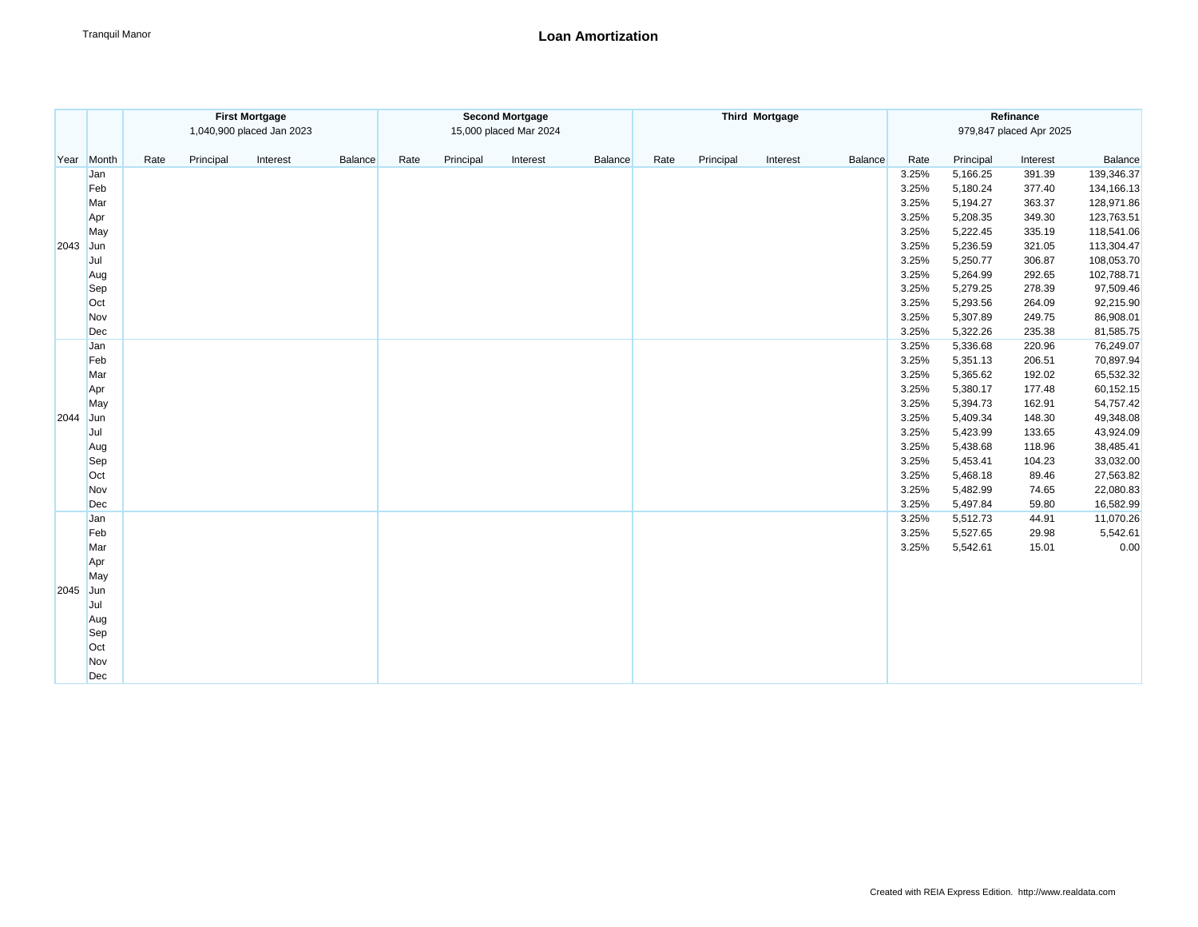Tranquil Manor

# Loan Amortization

| | | First Mortgage 1,040,900 placed Jan 2023 | | | | Second Mortgage 15,000 placed Mar 2024 | | | | Third Mortgage | | | | Refinance 979,847 placed Apr 2025 | | | |
|---|---|---|---|---|---|---|---|---|---|---|---|---|---|---|---|---|---|
| Year | Month | Rate | Principal | Interest | Balance | Rate | Principal | Interest | Balance | Rate | Principal | Interest | Balance | Rate | Principal | Interest | Balance |
| 2043 | Jan | | | | | | | | | | | | | 3.25% | 5,166.25 | 391.39 | 139,346.37 |
| | Feb | | | | | | | | | | | | | 3.25% | 5,180.24 | 377.40 | 134,166.13 |
| | Mar | | | | | | | | | | | | | 3.25% | 5,194.27 | 363.37 | 128,971.86 |
| | Apr | | | | | | | | | | | | | 3.25% | 5,208.35 | 349.30 | 123,763.51 |
| | May | | | | | | | | | | | | | 3.25% | 5,222.45 | 335.19 | 118,541.06 |
| | Jun | | | | | | | | | | | | | 3.25% | 5,236.59 | 321.05 | 113,304.47 |
| | Jul | | | | | | | | | | | | | 3.25% | 5,250.77 | 306.87 | 108,053.70 |
| | Aug | | | | | | | | | | | | | 3.25% | 5,264.99 | 292.65 | 102,788.71 |
| | Sep | | | | | | | | | | | | | 3.25% | 5,279.25 | 278.39 | 97,509.46 |
| | Oct | | | | | | | | | | | | | 3.25% | 5,293.56 | 264.09 | 92,215.90 |
| | Nov | | | | | | | | | | | | | 3.25% | 5,307.89 | 249.75 | 86,908.01 |
| | Dec | | | | | | | | | | | | | 3.25% | 5,322.26 | 235.38 | 81,585.75 |
| 2044 | Jan | | | | | | | | | | | | | 3.25% | 5,336.68 | 220.96 | 76,249.07 |
| | Feb | | | | | | | | | | | | | 3.25% | 5,351.13 | 206.51 | 70,897.94 |
| | Mar | | | | | | | | | | | | | 3.25% | 5,365.62 | 192.02 | 65,532.32 |
| | Apr | | | | | | | | | | | | | 3.25% | 5,380.17 | 177.48 | 60,152.15 |
| | May | | | | | | | | | | | | | 3.25% | 5,394.73 | 162.91 | 54,757.42 |
| | Jun | | | | | | | | | | | | | 3.25% | 5,409.34 | 148.30 | 49,348.08 |
| | Jul | | | | | | | | | | | | | 3.25% | 5,423.99 | 133.65 | 43,924.09 |
| | Aug | | | | | | | | | | | | | 3.25% | 5,438.68 | 118.96 | 38,485.41 |
| | Sep | | | | | | | | | | | | | 3.25% | 5,453.41 | 104.23 | 33,032.00 |
| | Oct | | | | | | | | | | | | | 3.25% | 5,468.18 | 89.46 | 27,563.82 |
| | Nov | | | | | | | | | | | | | 3.25% | 5,482.99 | 74.65 | 22,080.83 |
| | Dec | | | | | | | | | | | | | 3.25% | 5,497.84 | 59.80 | 16,582.99 |
| 2045 | Jan | | | | | | | | | | | | | 3.25% | 5,512.73 | 44.91 | 11,070.26 |
| | Feb | | | | | | | | | | | | | 3.25% | 5,527.65 | 29.98 | 5,542.61 |
| | Mar | | | | | | | | | | | | | 3.25% | 5,542.61 | 15.01 | 0.00 |
| | Apr | | | | | | | | | | | | | | | | |
| | May | | | | | | | | | | | | | | | | |
| | Jun | | | | | | | | | | | | | | | | |
| | Jul | | | | | | | | | | | | | | | | |
| | Aug | | | | | | | | | | | | | | | | |
| | Sep | | | | | | | | | | | | | | | | |
| | Oct | | | | | | | | | | | | | | | | |
| | Nov | | | | | | | | | | | | | | | | |
| | Dec | | | | | | | | | | | | | | | | |

Created with REIA Express Edition. http://www.realdata.com